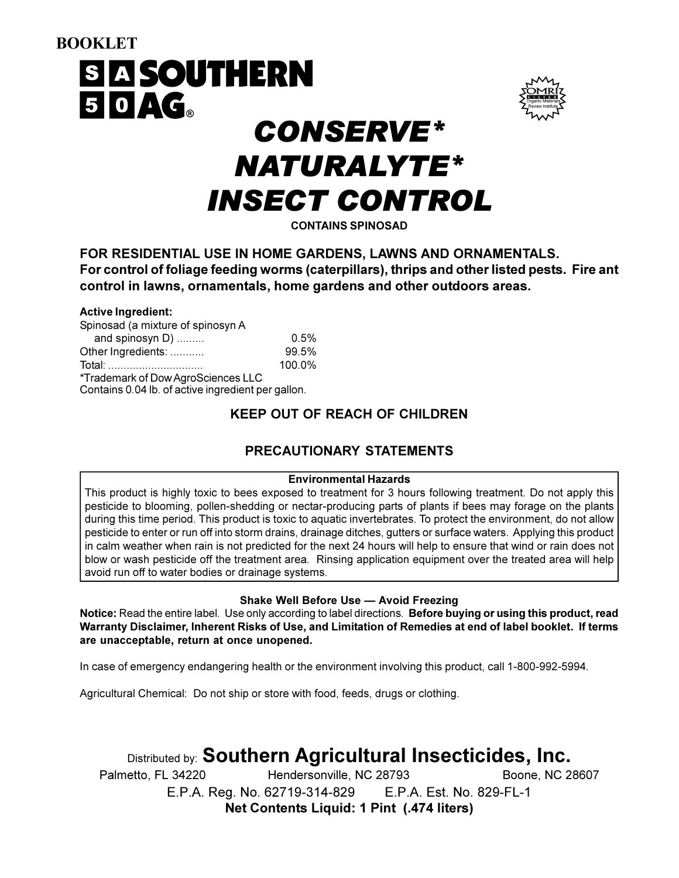BOOKLET

**SOUTHERN AG®**

# CONSERVE* NATURALYTE* INSECT CONTROL

**CONTAINS SPINOSAD**

**FOR RESIDENTIAL USE IN HOME GARDENS, LAWNS AND ORNAMENTALS.**
**For control of foliage feeding worms (caterpillars), thrips and other listed pests. Fire ant control in lawns, ornamentals, home gardens and other outdoors areas.**

**Active Ingredient:**

| | |
|---|---|
| Spinosad (a mixture of spinosyn A and spinosyn D) ......... | 0.5% |
| Other Ingredients: ........... | 99.5% |
| Total: ............................... | 100.0% |

*Trademark of Dow AgroSciences LLC
Contains 0.04 lb. of active ingredient per gallon.

**KEEP OUT OF REACH OF CHILDREN**

## PRECAUTIONARY STATEMENTS

**Environmental Hazards**

This product is highly toxic to bees exposed to treatment for 3 hours following treatment. Do not apply this pesticide to blooming, pollen-shedding or nectar-producing parts of plants if bees may forage on the plants during this time period. This product is toxic to aquatic invertebrates. To protect the environment, do not allow pesticide to enter or run off into storm drains, drainage ditches, gutters or surface waters. Applying this product in calm weather when rain is not predicted for the next 24 hours will help to ensure that wind or rain does not blow or wash pesticide off the treatment area. Rinsing application equipment over the treated area will help avoid run off to water bodies or drainage systems.

**Shake Well Before Use — Avoid Freezing**

**Notice:** Read the entire label. Use only according to label directions. **Before buying or using this product, read Warranty Disclaimer, Inherent Risks of Use, and Limitation of Remedies at end of label booklet. If terms are unacceptable, return at once unopened.**

In case of emergency endangering health or the environment involving this product, call 1-800-992-5994.

Agricultural Chemical: Do not ship or store with food, feeds, drugs or clothing.

Distributed by: **Southern Agricultural Insecticides, Inc.**

Palmetto, FL 34220 Hendersonville, NC 28793 Boone, NC 28607

E.P.A. Reg. No. 62719-314-829 E.P.A. Est. No. 829-FL-1

**Net Contents Liquid: 1 Pint (.474 liters)**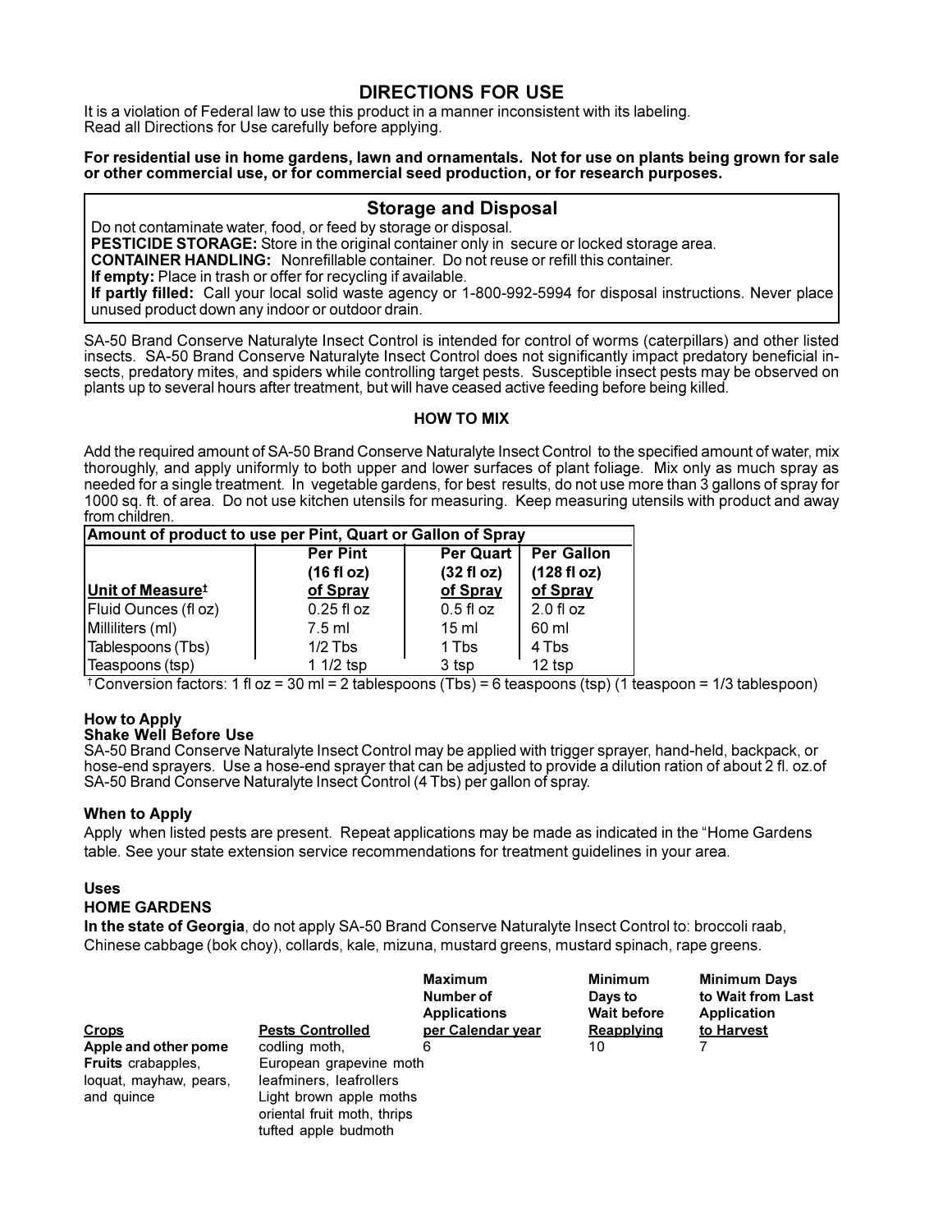## DIRECTIONS FOR USE

It is a violation of Federal law to use this product in a manner inconsistent with its labeling.
Read all Directions for Use carefully before applying.

**For residential use in home gardens, lawn and ornamentals. Not for use on plants being grown for sale or other commercial use, or for commercial seed production, or for research purposes.**

### Storage and Disposal

Do not contaminate water, food, or feed by storage or disposal.
**PESTICIDE STORAGE:** Store in the original container only in secure or locked storage area.
**CONTAINER HANDLING:** Nonrefillable container. Do not reuse or refill this container.
**If empty:** Place in trash or offer for recycling if available.
**If partly filled:** Call your local solid waste agency or 1-800-992-5994 for disposal instructions. Never place unused product down any indoor or outdoor drain.

SA-50 Brand Conserve Naturalyte Insect Control is intended for control of worms (caterpillars) and other listed insects. SA-50 Brand Conserve Naturalyte Insect Control does not significantly impact predatory beneficial insects, predatory mites, and spiders while controlling target pests. Susceptible insect pests may be observed on plants up to several hours after treatment, but will have ceased active feeding before being killed.

### HOW TO MIX

Add the required amount of SA-50 Brand Conserve Naturalyte Insect Control to the specified amount of water, mix thoroughly, and apply uniformly to both upper and lower surfaces of plant foliage. Mix only as much spray as needed for a single treatment. In vegetable gardens, for best results, do not use more than 3 gallons of spray for 1000 sq. ft. of area. Do not use kitchen utensils for measuring. Keep measuring utensils with product and away from children.

**Amount of product to use per Pint, Quart or Gallon of Spray**

| Unit of Measure[†] | Per Pint (16 fl oz) of Spray | Per Quart (32 fl oz) of Spray | Per Gallon (128 fl oz) of Spray |
|---|---|---|---|
| Fluid Ounces (fl oz) | 0.25 fl oz | 0.5 fl oz | 2.0 fl oz |
| Milliliters (ml) | 7.5 ml | 15 ml | 60 ml |
| Tablespoons (Tbs) | 1/2 Tbs | 1 Tbs | 4 Tbs |
| Teaspoons (tsp) | 1 1/2 tsp | 3 tsp | 12 tsp |

[†] Conversion factors: 1 fl oz = 30 ml = 2 tablespoons (Tbs) = 6 teaspoons (tsp) (1 teaspoon = 1/3 tablespoon)

### How to Apply

**Shake Well Before Use**

SA-50 Brand Conserve Naturalyte Insect Control may be applied with trigger sprayer, hand-held, backpack, or hose-end sprayers. Use a hose-end sprayer that can be adjusted to provide a dilution ration of about 2 fl. oz.of SA-50 Brand Conserve Naturalyte Insect Control (4 Tbs) per gallon of spray.

### When to Apply

Apply when listed pests are present. Repeat applications may be made as indicated in the "Home Gardens table. See your state extension service recommendations for treatment guidelines in your area.

### Uses

### HOME GARDENS

**In the state of Georgia**, do not apply SA-50 Brand Conserve Naturalyte Insect Control to: broccoli raab, Chinese cabbage (bok choy), collards, kale, mizuna, mustard greens, mustard spinach, rape greens.

| Crops | Pests Controlled | Maximum Number of Applications per Calendar year | Minimum Days to Wait before Reapplying | Minimum Days to Wait from Last Application to Harvest |
|---|---|---|---|---|
| **Apple and other pome Fruits** crabapples, loquat, mayhaw, pears, and quince | codling moth, European grapevine moth leafminers, leafrollers Light brown apple moths oriental fruit moth, thrips tufted apple budmoth | 6 | 10 | 7 |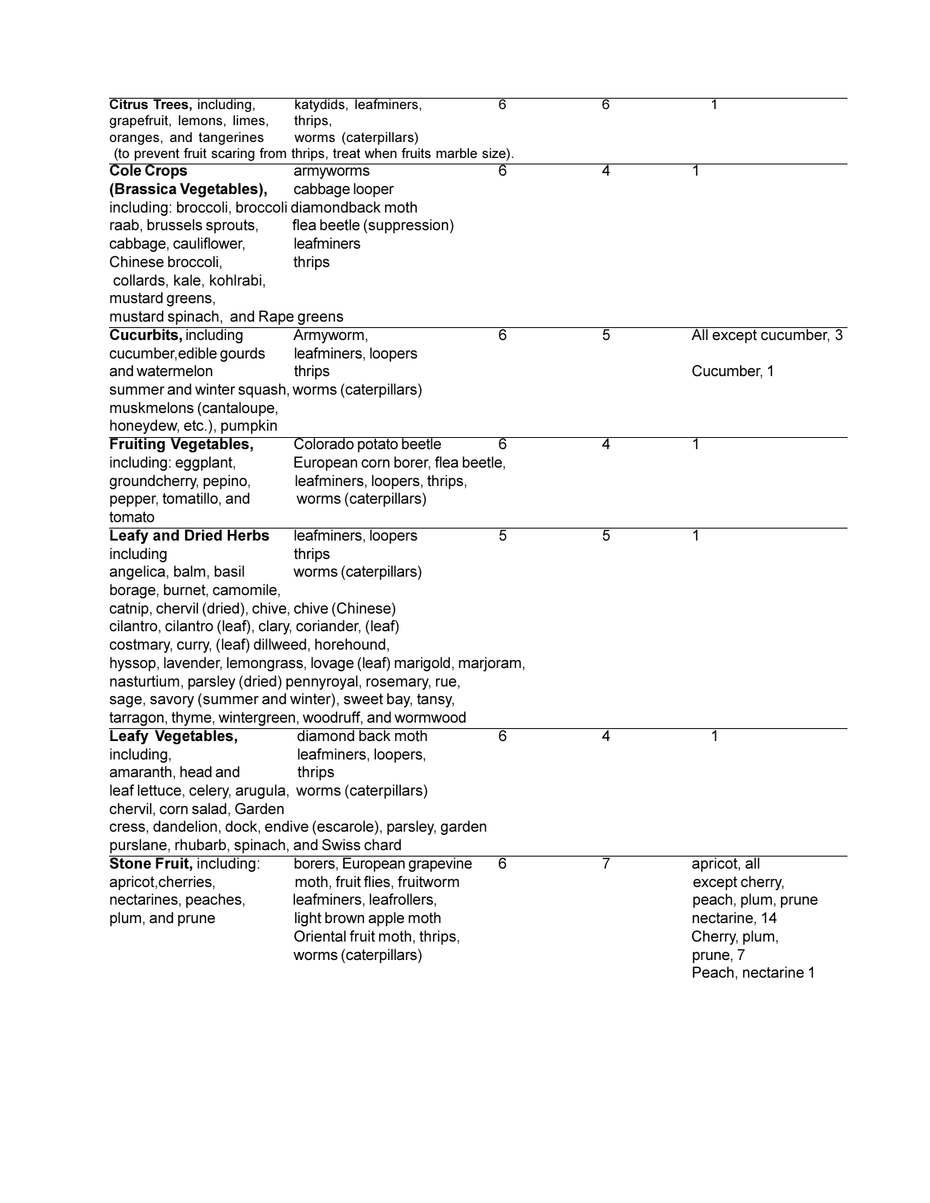| | | | | |
|---|---|---|---|---|
| **Citrus Trees,** including, grapefruit, lemons, limes, oranges, and tangerines (to prevent fruit scaring from thrips, treat when fruits marble size). | katydids, leafminers, thrips, worms (caterpillars) | 6 | 6 | 1 |
| **Cole Crops (Brassica Vegetables),** including: broccoli, broccoli raab, brussels sprouts, cabbage, cauliflower, Chinese broccoli, collards, kale, kohlrabi, mustard greens, mustard spinach, and Rape greens | armyworms, cabbage looper, diamondback moth, flea beetle (suppression), leafminers, thrips | 6 | 4 | 1 |
| **Cucurbits,** including cucumber,edible gourds and watermelon summer and winter squash, muskmelons (cantaloupe, honeydew, etc.), pumpkin | Armyworm, leafminers, loopers, thrips, worms (caterpillars) | 6 | 5 | All except cucumber, 3<br>Cucumber, 1 |
| **Fruiting Vegetables,** including: eggplant, groundcherry, pepino, pepper, tomatillo, and tomato | Colorado potato beetle, European corn borer, flea beetle, leafminers, loopers, thrips, worms (caterpillars) | 6 | 4 | 1 |
| **Leafy and Dried Herbs** including angelica, balm, basil borage, burnet, camomile, catnip, chervil (dried), chive, chive (Chinese) cilantro, cilantro (leaf), clary, coriander, (leaf) costmary, curry, (leaf) dillweed, horehound, hyssop, lavender, lemongrass, lovage (leaf) marigold, marjoram, nasturtium, parsley (dried) pennyroyal, rosemary, rue, sage, savory (summer and winter), sweet bay, tansy, tarragon, thyme, wintergreen, woodruff, and wormwood | leafminers, loopers, thrips, worms (caterpillars) | 5 | 5 | 1 |
| **Leafy Vegetables,** including, amaranth, head and leaf lettuce, celery, arugula, chervil, corn salad, Garden cress, dandelion, dock, endive (escarole), parsley, garden purslane, rhubarb, spinach, and Swiss chard | diamond back moth, leafminers, loopers, thrips, worms (caterpillars) | 6 | 4 | 1 |
| **Stone Fruit,** including: apricot,cherries, nectarines, peaches, plum, and prune | borers, European grapevine moth, fruit flies, fruitworm, leafminers, leafrollers, light brown apple moth, Oriental fruit moth, thrips, worms (caterpillars) | 6 | 7 | apricot, all except cherry, peach, plum, prune nectarine, 14<br>Cherry, plum, prune, 7<br>Peach, nectarine 1 |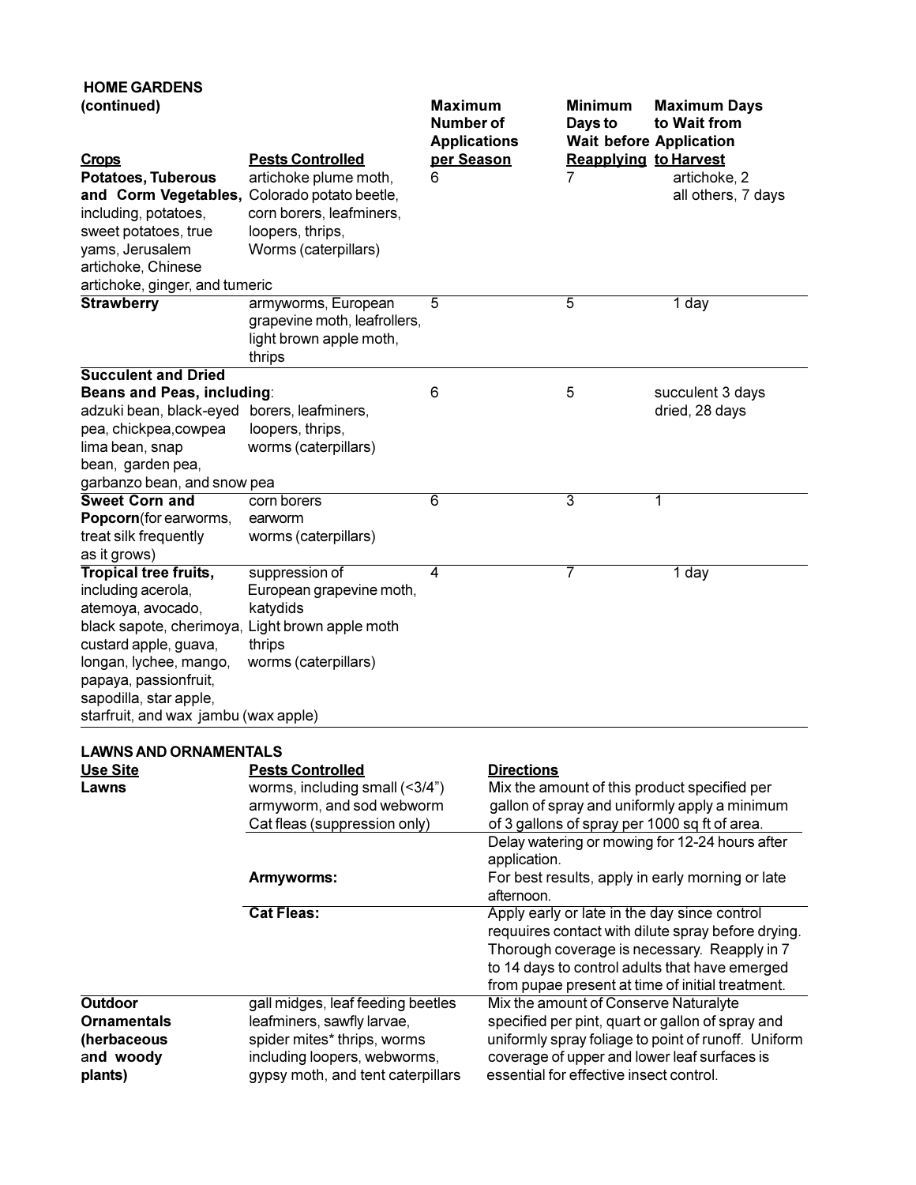**HOME GARDENS (continued)**

| Crops | Pests Controlled | Maximum Number of Applications per Season | Minimum Days to Wait before Reapplying | Maximum Days to Wait from Application to Harvest |
|---|---|---|---|---|
| **Potatoes, Tuberous and Corm Vegetables,** including, potatoes, sweet potatoes, true yams, Jerusalem artichoke, Chinese artichoke, ginger, and tumeric | artichoke plume moth, Colorado potato beetle, corn borers, leafminers, loopers, thrips, Worms (caterpillars) | 6 | 7 | artichoke, 2<br>all others, 7 days |
| **Strawberry** | armyworms, European grapevine moth, leafrollers, light brown apple moth, thrips | 5 | 5 | 1 day |
| **Succulent and Dried Beans and Peas, including**: adzuki bean, black-eyed pea, chickpea,cowpea lima bean, snap bean, garden pea, garbanzo bean, and snow pea | borers, leafminers, loopers, thrips, worms (caterpillars) | 6 | 5 | succulent 3 days<br>dried, 28 days |
| **Sweet Corn and Popcorn**(for earworms, treat silk frequently as it grows) | corn borers earworm worms (caterpillars) | 6 | 3 | 1 |
| **Tropical tree fruits,** including acerola, atemoya, avocado, black sapote, cherimoya, custard apple, guava, longan, lychee, mango, papaya, passionfruit, sapodilla, star apple, starfruit, and wax jambu (wax apple) | suppression of European grapevine moth, katydids Light brown apple moth thrips worms (caterpillars) | 4 | 7 | 1 day |

**LAWNS AND ORNAMENTALS**

| Use Site | Pests Controlled | Directions |
|---|---|---|
| **Lawns** | worms, including small (<3/4") armyworm, and sod webworm Cat fleas (suppression only) | Mix the amount of this product specified per gallon of spray and uniformly apply a minimum of 3 gallons of spray per 1000 sq ft of area. |
| | | Delay watering or mowing for 12-24 hours after application. |
| | **Armyworms:** | For best results, apply in early morning or late afternoon. |
| | **Cat Fleas:** | Apply early or late in the day since control requuires contact with dilute spray before drying. Thorough coverage is necessary. Reapply in 7 to 14 days to control adults that have emerged from pupae present at time of initial treatment. |
| **Outdoor Ornamentals (herbaceous and woody plants)** | gall midges, leaf feeding beetles leafminers, sawfly larvae, spider mites* thrips, worms including loopers, webworms, gypsy moth, and tent caterpillars | Mix the amount of Conserve Naturalyte specified per pint, quart or gallon of spray and uniformly spray foliage to point of runoff. Uniform coverage of upper and lower leaf surfaces is essential for effective insect control. |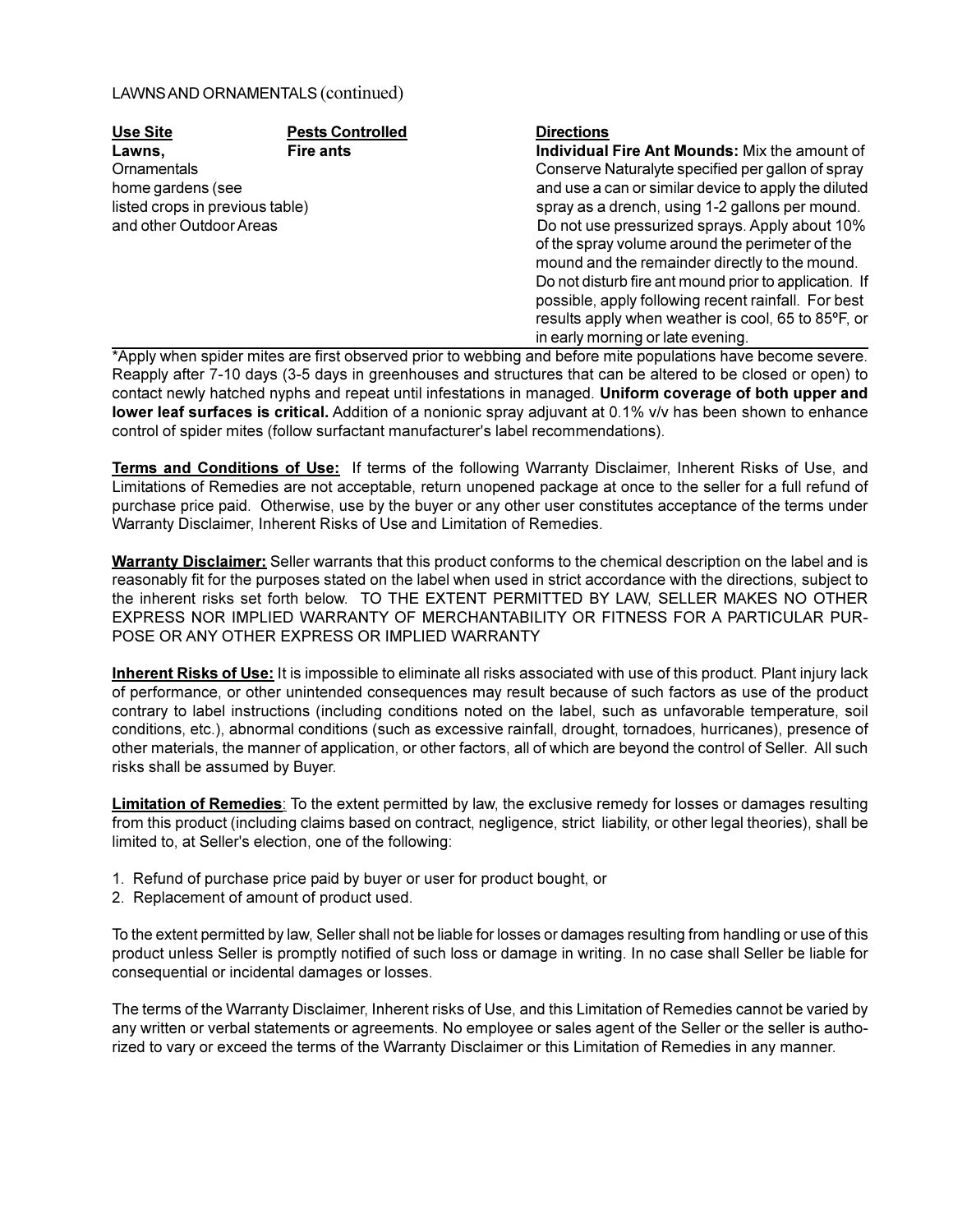LAWNS AND ORNAMENTALS (continued)

| Use Site | Pests Controlled | Directions |
|---|---|---|
| **Lawns,** Ornamentals home gardens (see listed crops in previous table) and other Outdoor Areas | **Fire ants** | **Individual Fire Ant Mounds:** Mix the amount of Conserve Naturalyte specified per gallon of spray and use a can or similar device to apply the diluted spray as a drench, using 1-2 gallons per mound. Do not use pressurized sprays. Apply about 10% of the spray volume around the perimeter of the mound and the remainder directly to the mound. Do not disturb fire ant mound prior to application. If possible, apply following recent rainfall. For best results apply when weather is cool, 65 to 85ºF, or in early morning or late evening. |

*Apply when spider mites are first observed prior to webbing and before mite populations have become severe. Reapply after 7-10 days (3-5 days in greenhouses and structures that can be altered to be closed or open) to contact newly hatched nyphs and repeat until infestations in managed. **Uniform coverage of both upper and lower leaf surfaces is critical.** Addition of a nonionic spray adjuvant at 0.1% v/v has been shown to enhance control of spider mites (follow surfactant manufacturer's label recommendations).

**Terms and Conditions of Use:** If terms of the following Warranty Disclaimer, Inherent Risks of Use, and Limitations of Remedies are not acceptable, return unopened package at once to the seller for a full refund of purchase price paid. Otherwise, use by the buyer or any other user constitutes acceptance of the terms under Warranty Disclaimer, Inherent Risks of Use and Limitation of Remedies.

**Warranty Disclaimer:** Seller warrants that this product conforms to the chemical description on the label and is reasonably fit for the purposes stated on the label when used in strict accordance with the directions, subject to the inherent risks set forth below. TO THE EXTENT PERMITTED BY LAW, SELLER MAKES NO OTHER EXPRESS NOR IMPLIED WARRANTY OF MERCHANTABILITY OR FITNESS FOR A PARTICULAR PURPOSE OR ANY OTHER EXPRESS OR IMPLIED WARRANTY

**Inherent Risks of Use:** It is impossible to eliminate all risks associated with use of this product. Plant injury lack of performance, or other unintended consequences may result because of such factors as use of the product contrary to label instructions (including conditions noted on the label, such as unfavorable temperature, soil conditions, etc.), abnormal conditions (such as excessive rainfall, drought, tornadoes, hurricanes), presence of other materials, the manner of application, or other factors, all of which are beyond the control of Seller. All such risks shall be assumed by Buyer.

**Limitation of Remedies**: To the extent permitted by law, the exclusive remedy for losses or damages resulting from this product (including claims based on contract, negligence, strict liability, or other legal theories), shall be limited to, at Seller's election, one of the following:

1. Refund of purchase price paid by buyer or user for product bought, or
2. Replacement of amount of product used.

To the extent permitted by law, Seller shall not be liable for losses or damages resulting from handling or use of this product unless Seller is promptly notified of such loss or damage in writing. In no case shall Seller be liable for consequential or incidental damages or losses.

The terms of the Warranty Disclaimer, Inherent risks of Use, and this Limitation of Remedies cannot be varied by any written or verbal statements or agreements. No employee or sales agent of the Seller or the seller is authorized to vary or exceed the terms of the Warranty Disclaimer or this Limitation of Remedies in any manner.